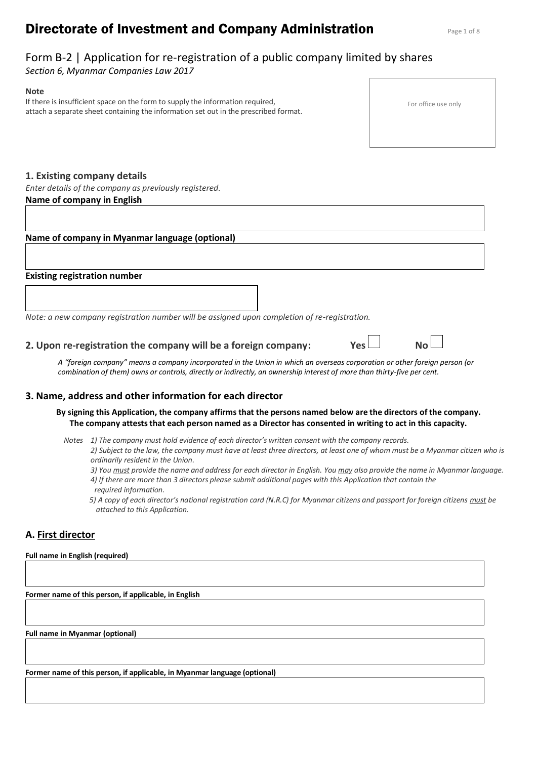# Directorate of Investment and Company Administration

## Form B-2 | Application for re-registration of a public company limited by shares

*Section 6, Myanmar Companies Law 2017*

**Note**
If there is insufficient space on the form to supply the information required, attach a separate sheet containing the information set out in the prescribed format.

For office use only

### 1. Existing company details

*Enter details of the company as previously registered.*

**Name of company in English**

**Name of company in Myanmar language (optional)**

**Existing registration number**

*Note: a new company registration number will be assigned upon completion of re-registration.*

### 2. Upon re-registration the company will be a foreign company: Yes ☐ No ☐

*A "foreign company" means a company incorporated in the Union in which an overseas corporation or other foreign person (or combination of them) owns or controls, directly or indirectly, an ownership interest of more than thirty-five per cent.*

### 3. Name, address and other information for each director

**By signing this Application, the company affirms that the persons named below are the directors of the company. The company attests that each person named as a Director has consented in writing to act in this capacity.**

*Notes 1) The company must hold evidence of each director's written consent with the company records.*
*2) Subject to the law, the company must have at least three directors, at least one of whom must be a Myanmar citizen who is ordinarily resident in the Union.*
*3) You must provide the name and address for each director in English. You may also provide the name in Myanmar language.*
*4) If there are more than 3 directors please submit additional pages with this Application that contain the required information.*
*5) A copy of each director's national registration card (N.R.C) for Myanmar citizens and passport for foreign citizens must be attached to this Application.*

### A. First director

**Full name in English (required)**

**Former name of this person, if applicable, in English**

**Full name in Myanmar (optional)**

**Former name of this person, if applicable, in Myanmar language (optional)**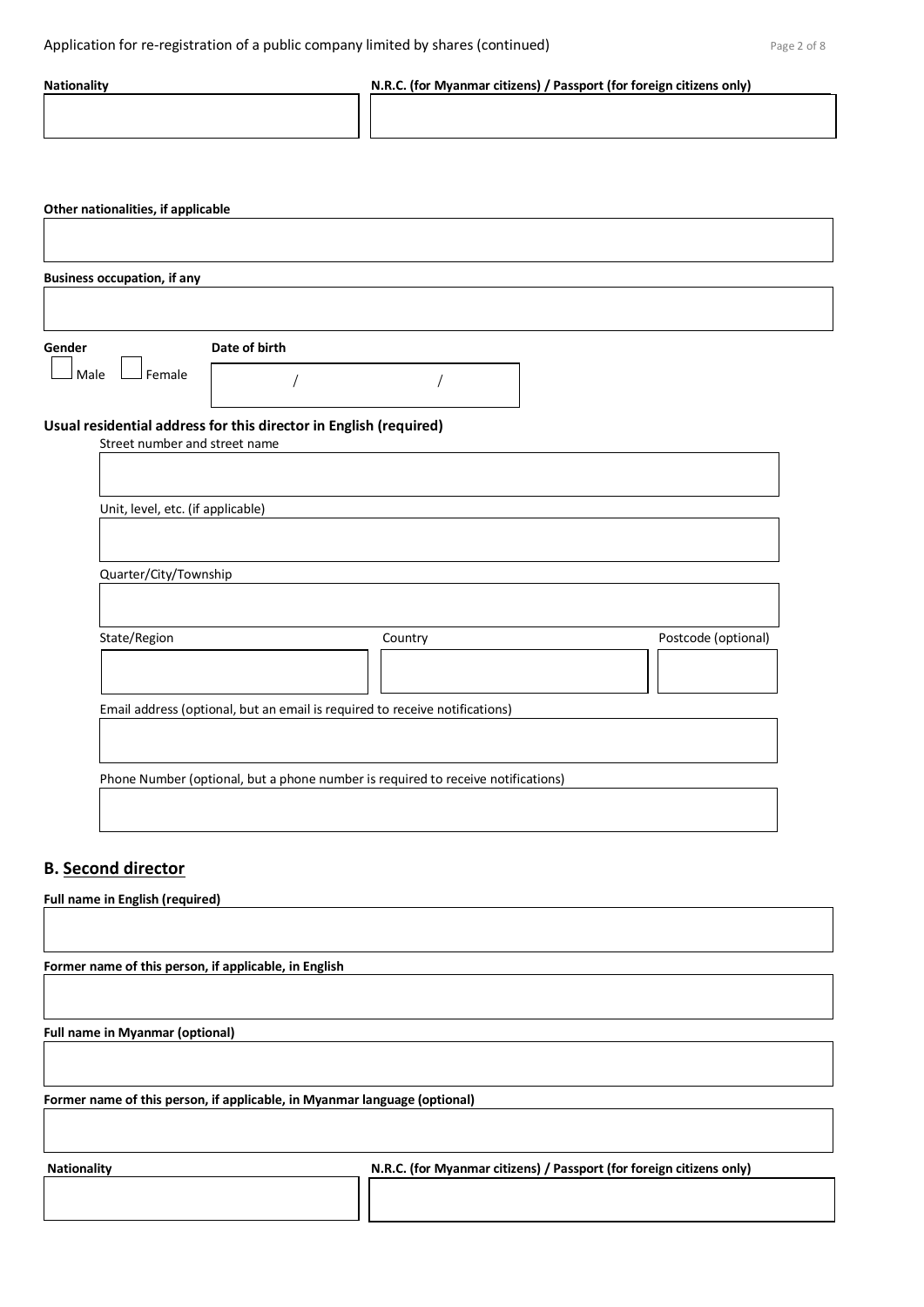**Nationality**

**N.R.C. (for Myanmar citizens) / Passport (for foreign citizens only)**

**Other nationalities, if applicable**

**Business occupation, if any**

**Gender**

☐ Male ☐ Female

**Date of birth**

/ /

**Usual residential address for this director in English (required)**

Street number and street name

Unit, level, etc. (if applicable)

Quarter/City/Township

State/Region

Country

Postcode (optional)

Email address (optional, but an email is required to receive notifications)

Phone Number (optional, but a phone number is required to receive notifications)

## B. Second director

**Full name in English (required)**

**Former name of this person, if applicable, in English**

**Full name in Myanmar (optional)**

**Former name of this person, if applicable, in Myanmar language (optional)**

**Nationality**

**N.R.C. (for Myanmar citizens) / Passport (for foreign citizens only)**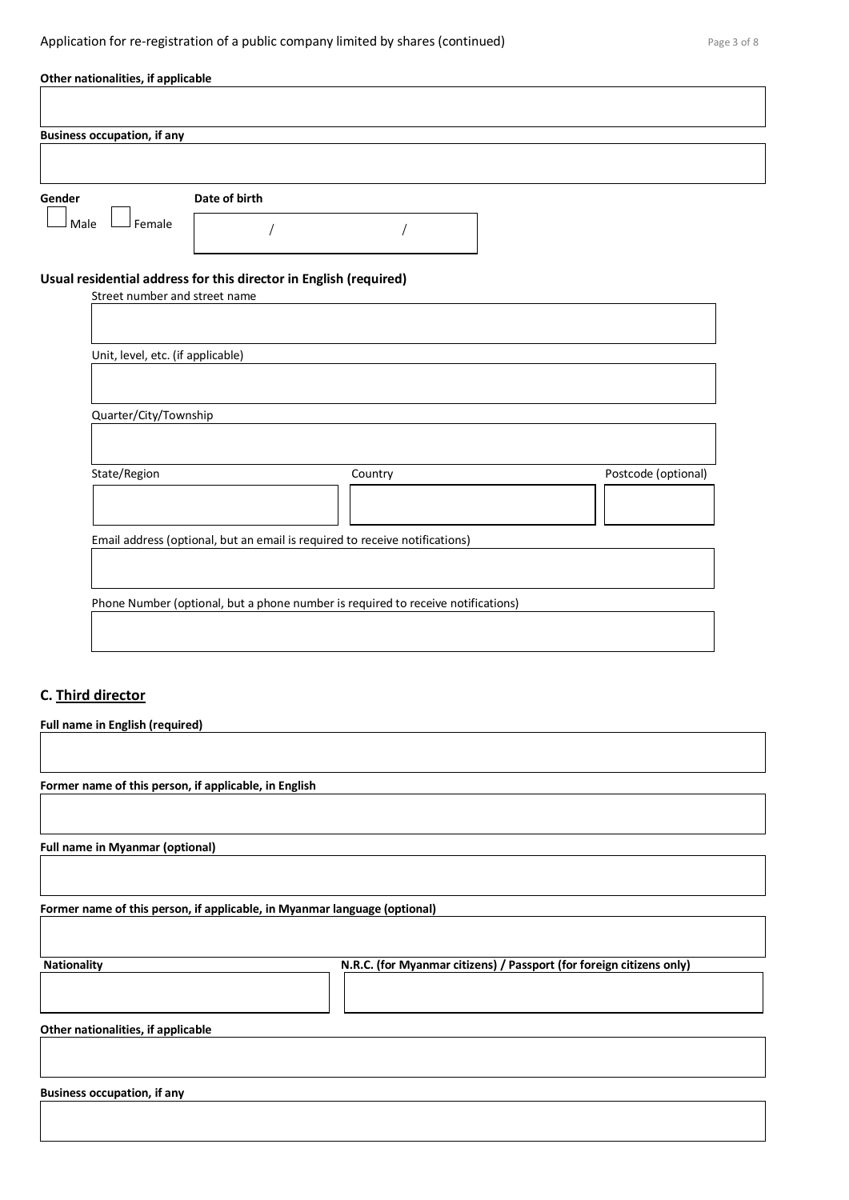**Other nationalities, if applicable**

**Business occupation, if any**

**Gender**

☐ Male ☐ Female

**Date of birth**

/ /

**Usual residential address for this director in English (required)**

Street number and street name

Unit, level, etc. (if applicable)

Quarter/City/Township

State/Region

Country

Postcode (optional)

Email address (optional, but an email is required to receive notifications)

Phone Number (optional, but a phone number is required to receive notifications)

## C. Third director

**Full name in English (required)**

**Former name of this person, if applicable, in English**

**Full name in Myanmar (optional)**

**Former name of this person, if applicable, in Myanmar language (optional)**

**Nationality**

**N.R.C. (for Myanmar citizens) / Passport (for foreign citizens only)**

**Other nationalities, if applicable**

**Business occupation, if any**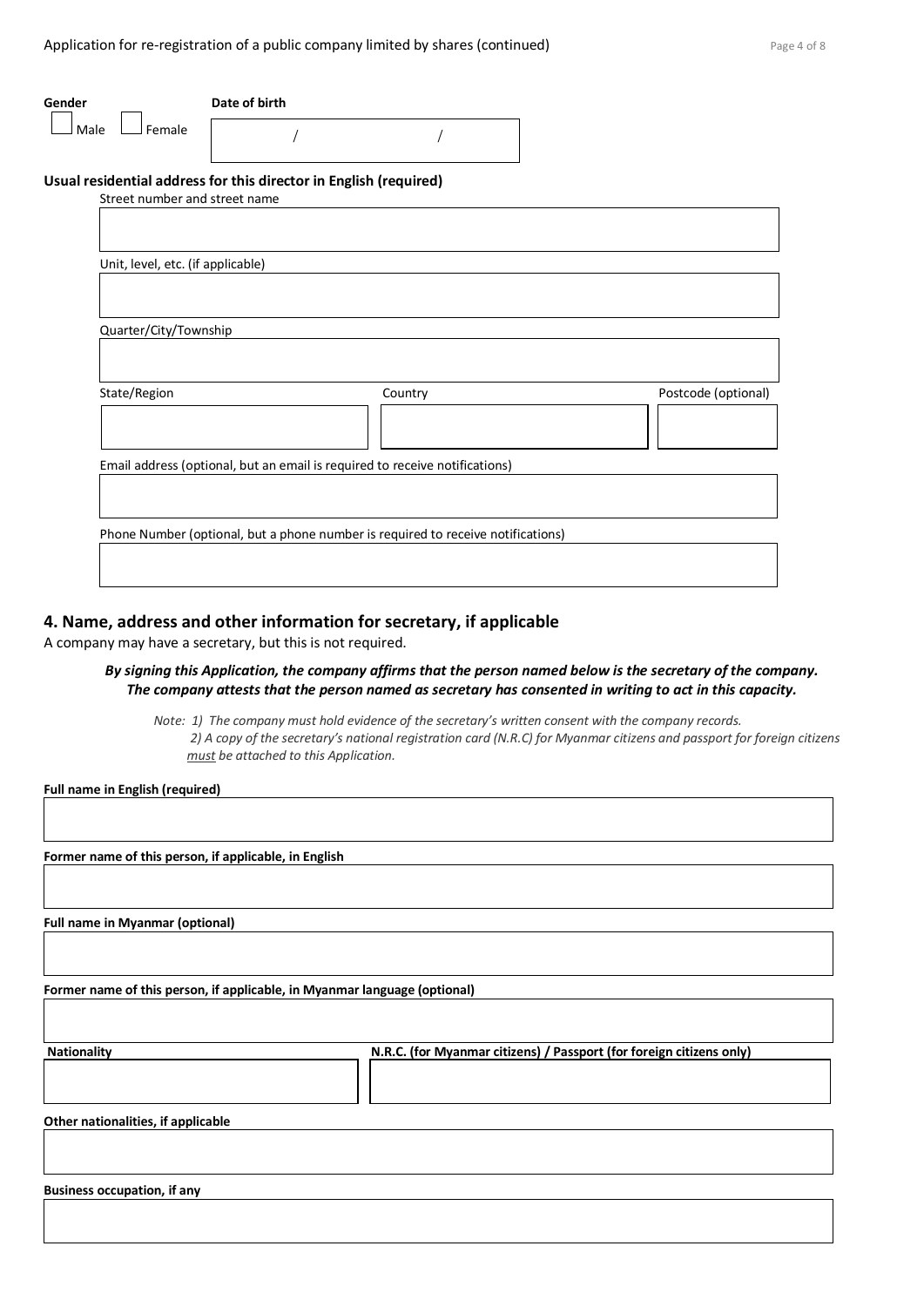**Gender**

☐ Male ☐ Female

**Date of birth**

/ /

**Usual residential address for this director in English (required)**

Street number and street name

Unit, level, etc. (if applicable)

Quarter/City/Township

State/Region

Country

Postcode (optional)

Email address (optional, but an email is required to receive notifications)

Phone Number (optional, but a phone number is required to receive notifications)

## 4. Name, address and other information for secretary, if applicable

A company may have a secretary, but this is not required.

***By signing this Application, the company affirms that the person named below is the secretary of the company. The company attests that the person named as secretary has consented in writing to act in this capacity.***

*Note: 1) The company must hold evidence of the secretary's written consent with the company records.*
*2) A copy of the secretary's national registration card (N.R.C) for Myanmar citizens and passport for foreign citizens must be attached to this Application.*

**Full name in English (required)**

**Former name of this person, if applicable, in English**

**Full name in Myanmar (optional)**

**Former name of this person, if applicable, in Myanmar language (optional)**

**Nationality**

**N.R.C. (for Myanmar citizens) / Passport (for foreign citizens only)**

**Other nationalities, if applicable**

**Business occupation, if any**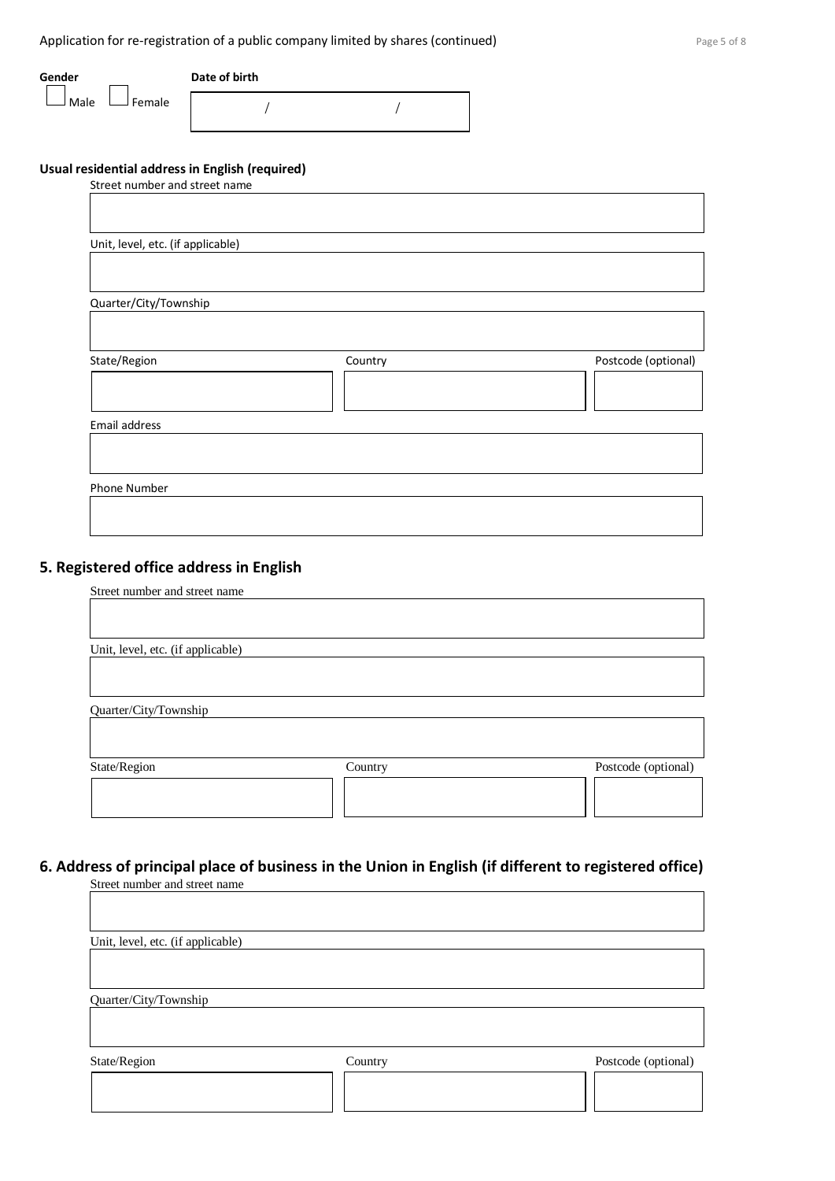**Gender**

☐ Male ☐ Female

**Date of birth**

/ /

**Usual residential address in English (required)**

Street number and street name

Unit, level, etc. (if applicable)

Quarter/City/Township

| State/Region | Country | Postcode (optional) |
|---|---|---|
| | | |

Email address

Phone Number

## 5. Registered office address in English

Street number and street name

Unit, level, etc. (if applicable)

Quarter/City/Township

| State/Region | Country | Postcode (optional) |
|---|---|---|
| | | |

## 6. Address of principal place of business in the Union in English (if different to registered office)

Street number and street name

Unit, level, etc. (if applicable)

Quarter/City/Township

| State/Region | Country | Postcode (optional) |
|---|---|---|
| | | |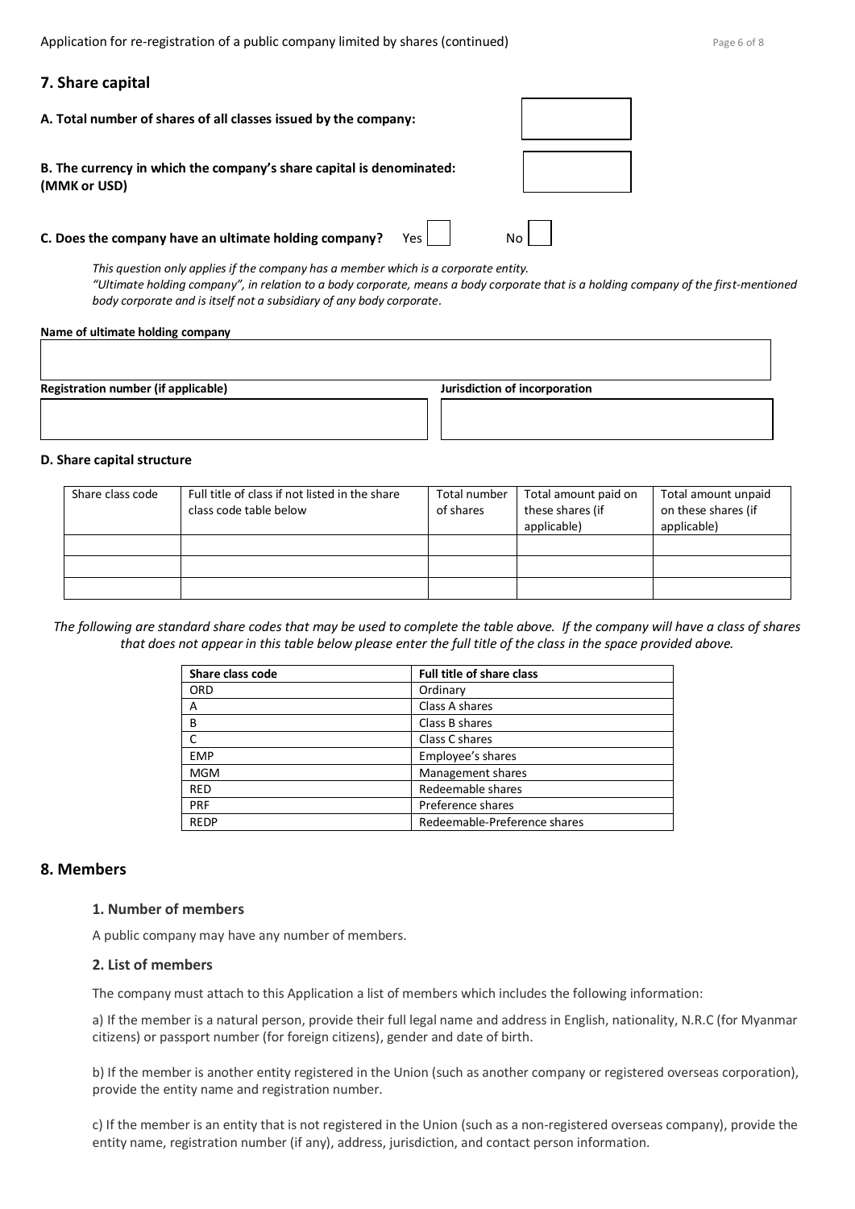## 7. Share capital

**A. Total number of shares of all classes issued by the company:**

**B. The currency in which the company's share capital is denominated: (MMK or USD)**

**C. Does the company have an ultimate holding company?** Yes ☐ No ☐

*This question only applies if the company has a member which is a corporate entity.*
*"Ultimate holding company", in relation to a body corporate, means a body corporate that is a holding company of the first-mentioned body corporate and is itself not a subsidiary of any body corporate.*

**Name of ultimate holding company**

**Registration number (if applicable)**

**Jurisdiction of incorporation**

**D. Share capital structure**

| Share class code | Full title of class if not listed in the share class code table below | Total number of shares | Total amount paid on these shares (if applicable) | Total amount unpaid on these shares (if applicable) |
|---|---|---|---|---|
| | | | | |
| | | | | |
| | | | | |

*The following are standard share codes that may be used to complete the table above. If the company will have a class of shares that does not appear in this table below please enter the full title of the class in the space provided above.*

| Share class code | Full title of share class |
|---|---|
| ORD | Ordinary |
| A | Class A shares |
| B | Class B shares |
| C | Class C shares |
| EMP | Employee's shares |
| MGM | Management shares |
| RED | Redeemable shares |
| PRF | Preference shares |
| REDP | Redeemable-Preference shares |

## 8. Members

### 1. Number of members

A public company may have any number of members.

### 2. List of members

The company must attach to this Application a list of members which includes the following information:

a) If the member is a natural person, provide their full legal name and address in English, nationality, N.R.C (for Myanmar citizens) or passport number (for foreign citizens), gender and date of birth.

b) If the member is another entity registered in the Union (such as another company or registered overseas corporation), provide the entity name and registration number.

c) If the member is an entity that is not registered in the Union (such as a non-registered overseas company), provide the entity name, registration number (if any), address, jurisdiction, and contact person information.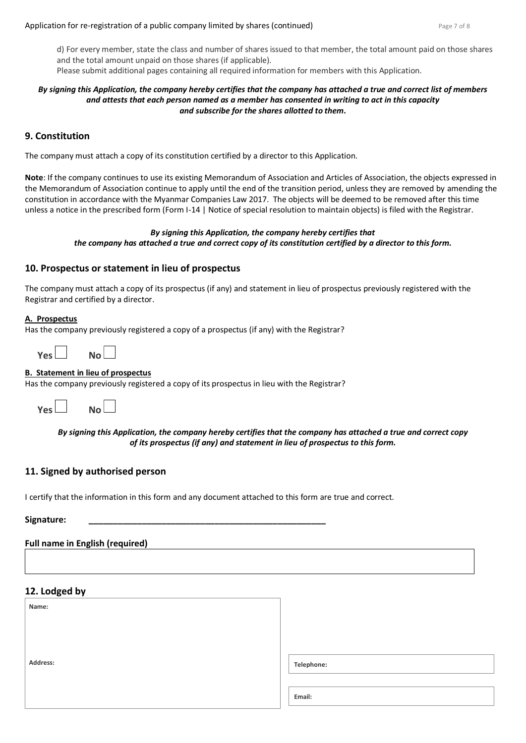d) For every member, state the class and number of shares issued to that member, the total amount paid on those shares and the total amount unpaid on those shares (if applicable).
Please submit additional pages containing all required information for members with this Application.

***By signing this Application, the company hereby certifies that the company has attached a true and correct list of members and attests that each person named as a member has consented in writing to act in this capacity and subscribe for the shares allotted to them.***

## 9. Constitution

The company must attach a copy of its constitution certified by a director to this Application.

**Note**: If the company continues to use its existing Memorandum of Association and Articles of Association, the objects expressed in the Memorandum of Association continue to apply until the end of the transition period, unless they are removed by amending the constitution in accordance with the Myanmar Companies Law 2017. The objects will be deemed to be removed after this time unless a notice in the prescribed form (Form I-14 | Notice of special resolution to maintain objects) is filed with the Registrar.

***By signing this Application, the company hereby certifies that the company has attached a true and correct copy of its constitution certified by a director to this form.***

## 10. Prospectus or statement in lieu of prospectus

The company must attach a copy of its prospectus (if any) and statement in lieu of prospectus previously registered with the Registrar and certified by a director.

**A. Prospectus**
Has the company previously registered a copy of a prospectus (if any) with the Registrar?

**Yes** ☐ **No** ☐

**B. Statement in lieu of prospectus**
Has the company previously registered a copy of its prospectus in lieu with the Registrar?

**Yes** ☐ **No** ☐

***By signing this Application, the company hereby certifies that the company has attached a true and correct copy of its prospectus (if any) and statement in lieu of prospectus to this form.***

## 11. Signed by authorised person

I certify that the information in this form and any document attached to this form are true and correct.

**Signature:** ______________________________________________

**Full name in English (required)**

|  |
|---|
|  |

## 12. Lodged by

| | |
|---|---|
| **Name:** | |
| **Address:** | **Telephone:** |
| | **Email:** |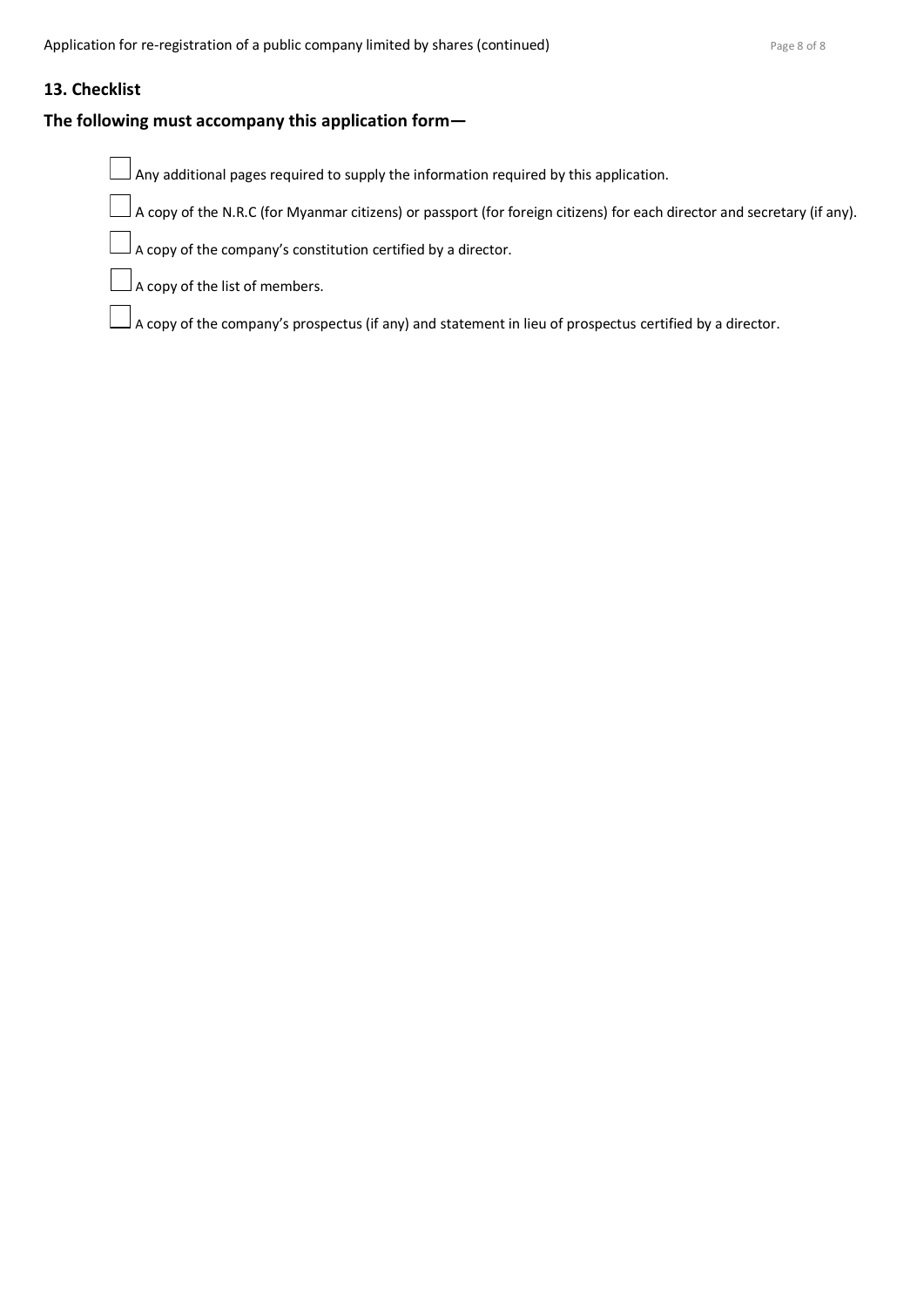## 13. Checklist

### The following must accompany this application form—

- [ ] Any additional pages required to supply the information required by this application.
- [ ] A copy of the N.R.C (for Myanmar citizens) or passport (for foreign citizens) for each director and secretary (if any).
- [ ] A copy of the company's constitution certified by a director.
- [ ] A copy of the list of members.
- [ ] A copy of the company's prospectus (if any) and statement in lieu of prospectus certified by a director.